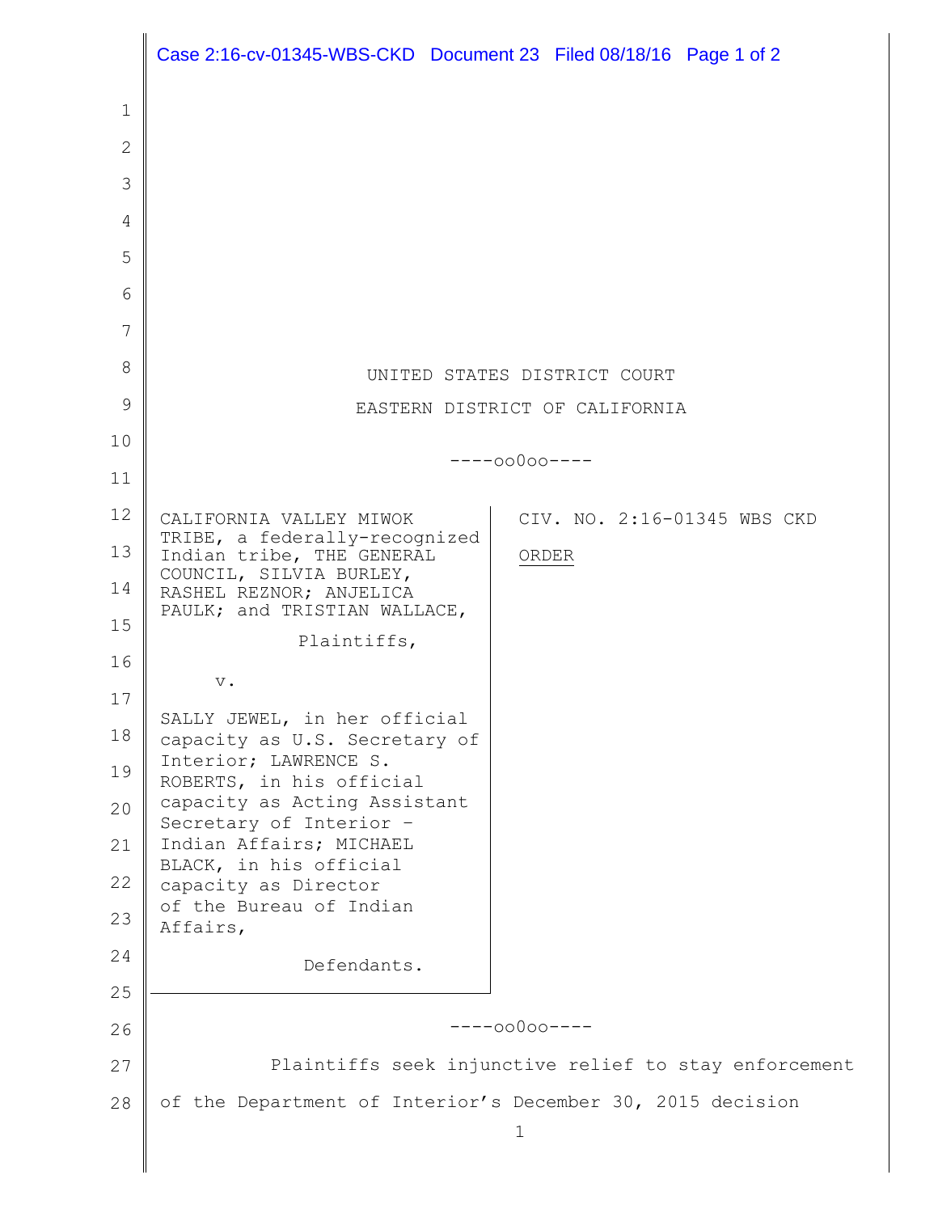UNITED STATES DISTRICT COURT

EASTERN DISTRICT OF CALIFORNIA

----oo0oo----

CALIFORNIA VALLEY MIWOK TRIBE, a federally-recognized Indian tribe, THE GENERAL COUNCIL, SILVIA BURLEY, RASHEL REZNOR; ANJELICA PAULK; and TRISTIAN WALLACE,

Plaintiffs,

v.

SALLY JEWEL, in her official capacity as U.S. Secretary of Interior; LAWRENCE S. ROBERTS, in his official capacity as Acting Assistant Secretary of Interior – Indian Affairs; MICHAEL BLACK, in his official capacity as Director of the Bureau of Indian Affairs,

Defendants.

CIV. NO. 2:16-01345 WBS CKD

ORDER

----oo0oo----

Plaintiffs seek injunctive relief to stay enforcement of the Department of Interior's December 30, 2015 decision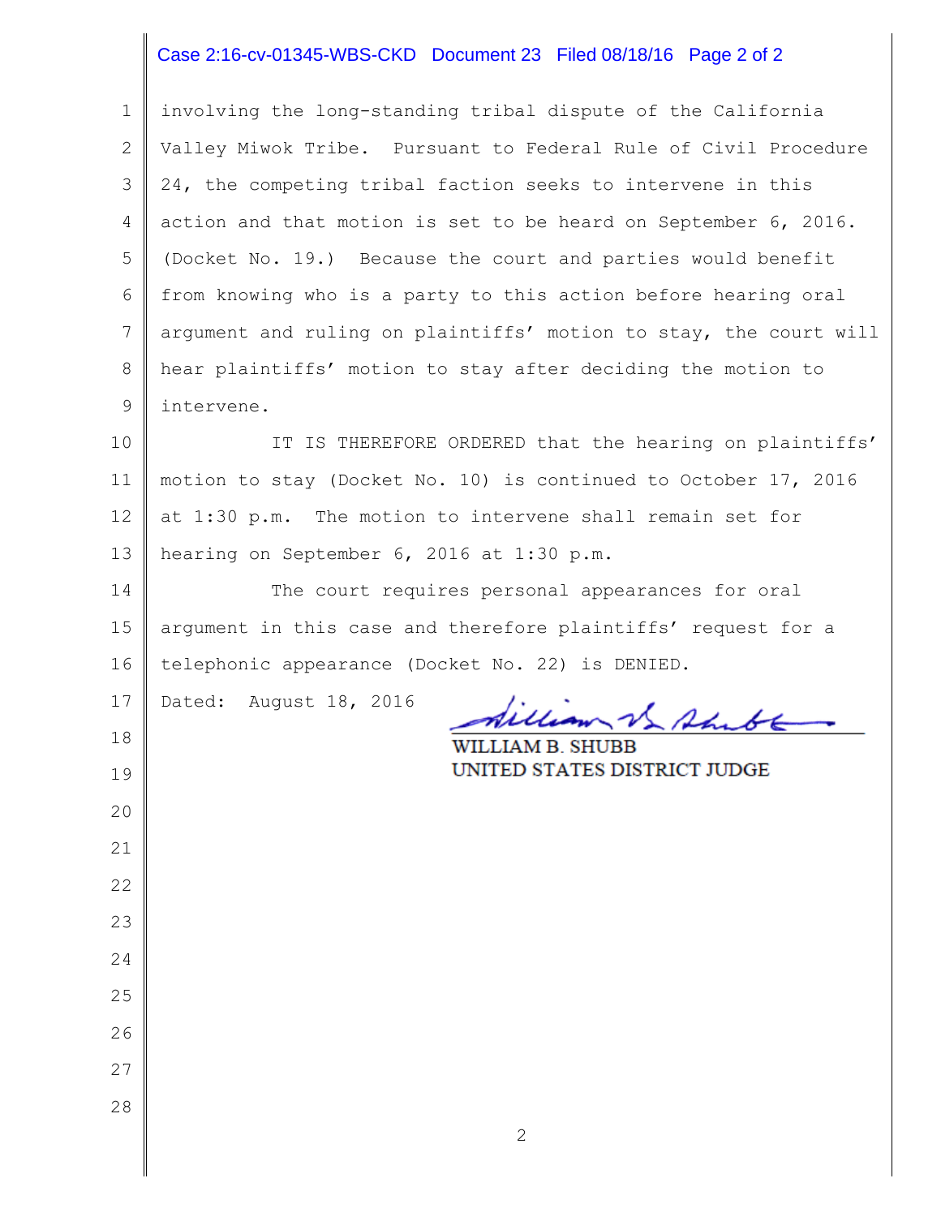involving the long-standing tribal dispute of the California Valley Miwok Tribe. Pursuant to Federal Rule of Civil Procedure 24, the competing tribal faction seeks to intervene in this action and that motion is set to be heard on September 6, 2016. (Docket No. 19.) Because the court and parties would benefit from knowing who is a party to this action before hearing oral argument and ruling on plaintiffs' motion to stay, the court will hear plaintiffs' motion to stay after deciding the motion to intervene.

IT IS THEREFORE ORDERED that the hearing on plaintiffs' motion to stay (Docket No. 10) is continued to October 17, 2016 at 1:30 p.m. The motion to intervene shall remain set for hearing on September 6, 2016 at 1:30 p.m.

The court requires personal appearances for oral argument in this case and therefore plaintiffs' request for a telephonic appearance (Docket No. 22) is DENIED.

Dated: August 18, 2016

WILLIAM B. SHUBB
UNITED STATES DISTRICT JUDGE